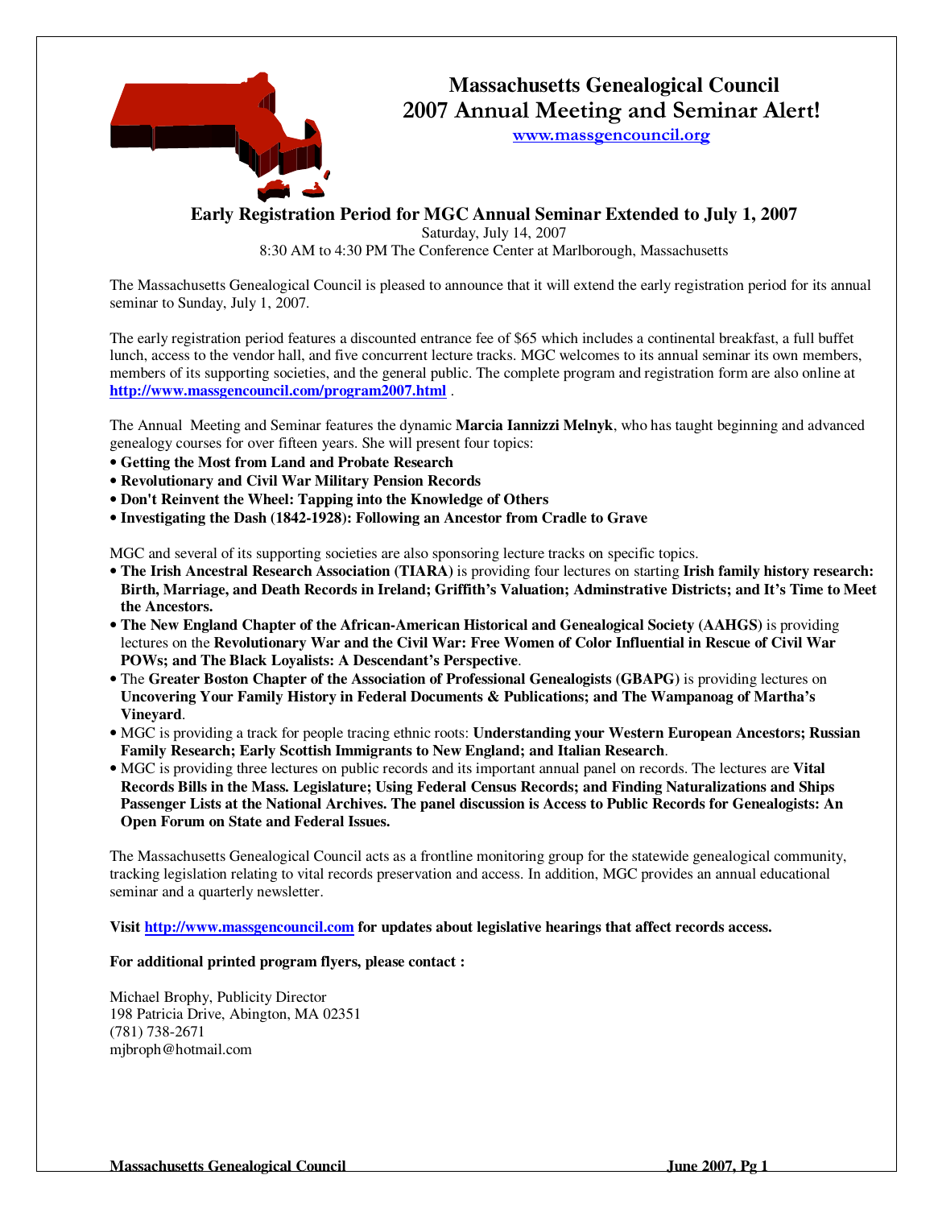# Massachusetts Genealogical Council
# 2007 Annual Meeting and Seminar Alert!

[www.massgencouncil.org](http://www.massgencouncil.org)

## Early Registration Period for MGC Annual Seminar Extended to July 1, 2007

Saturday, July 14, 2007
8:30 AM to 4:30 PM The Conference Center at Marlborough, Massachusetts

The Massachusetts Genealogical Council is pleased to announce that it will extend the early registration period for its annual seminar to Sunday, July 1, 2007.

The early registration period features a discounted entrance fee of $65 which includes a continental breakfast, a full buffet lunch, access to the vendor hall, and five concurrent lecture tracks. MGC welcomes to its annual seminar its own members, members of its supporting societies, and the general public. The complete program and registration form are also online at **http://www.massgencouncil.com/program2007.html** .

The Annual Meeting and Seminar features the dynamic **Marcia Iannizzi Melnyk**, who has taught beginning and advanced genealogy courses for over fifteen years. She will present four topics:

- **Getting the Most from Land and Probate Research**
- **Revolutionary and Civil War Military Pension Records**
- **Don't Reinvent the Wheel: Tapping into the Knowledge of Others**
- **Investigating the Dash (1842-1928): Following an Ancestor from Cradle to Grave**

MGC and several of its supporting societies are also sponsoring lecture tracks on specific topics.

- **The Irish Ancestral Research Association (TIARA)** is providing four lectures on starting **Irish family history research: Birth, Marriage, and Death Records in Ireland; Griffith's Valuation; Adminstrative Districts; and It's Time to Meet the Ancestors.**
- **The New England Chapter of the African-American Historical and Genealogical Society (AAHGS)** is providing lectures on the **Revolutionary War and the Civil War: Free Women of Color Influential in Rescue of Civil War POWs; and The Black Loyalists: A Descendant's Perspective**.
- The **Greater Boston Chapter of the Association of Professional Genealogists (GBAPG)** is providing lectures on **Uncovering Your Family History in Federal Documents & Publications; and The Wampanoag of Martha's Vineyard**.
- MGC is providing a track for people tracing ethnic roots: **Understanding your Western European Ancestors; Russian Family Research; Early Scottish Immigrants to New England; and Italian Research**.
- MGC is providing three lectures on public records and its important annual panel on records. The lectures are **Vital Records Bills in the Mass. Legislature; Using Federal Census Records; and Finding Naturalizations and Ships Passenger Lists at the National Archives. The panel discussion is Access to Public Records for Genealogists: An Open Forum on State and Federal Issues.**

The Massachusetts Genealogical Council acts as a frontline monitoring group for the statewide genealogical community, tracking legislation relating to vital records preservation and access. In addition, MGC provides an annual educational seminar and a quarterly newsletter.

**Visit http://www.massgencouncil.com for updates about legislative hearings that affect records access.**

**For additional printed program flyers, please contact :**

Michael Brophy, Publicity Director
198 Patricia Drive, Abington, MA 02351
(781) 738-2671
mjbroph@hotmail.com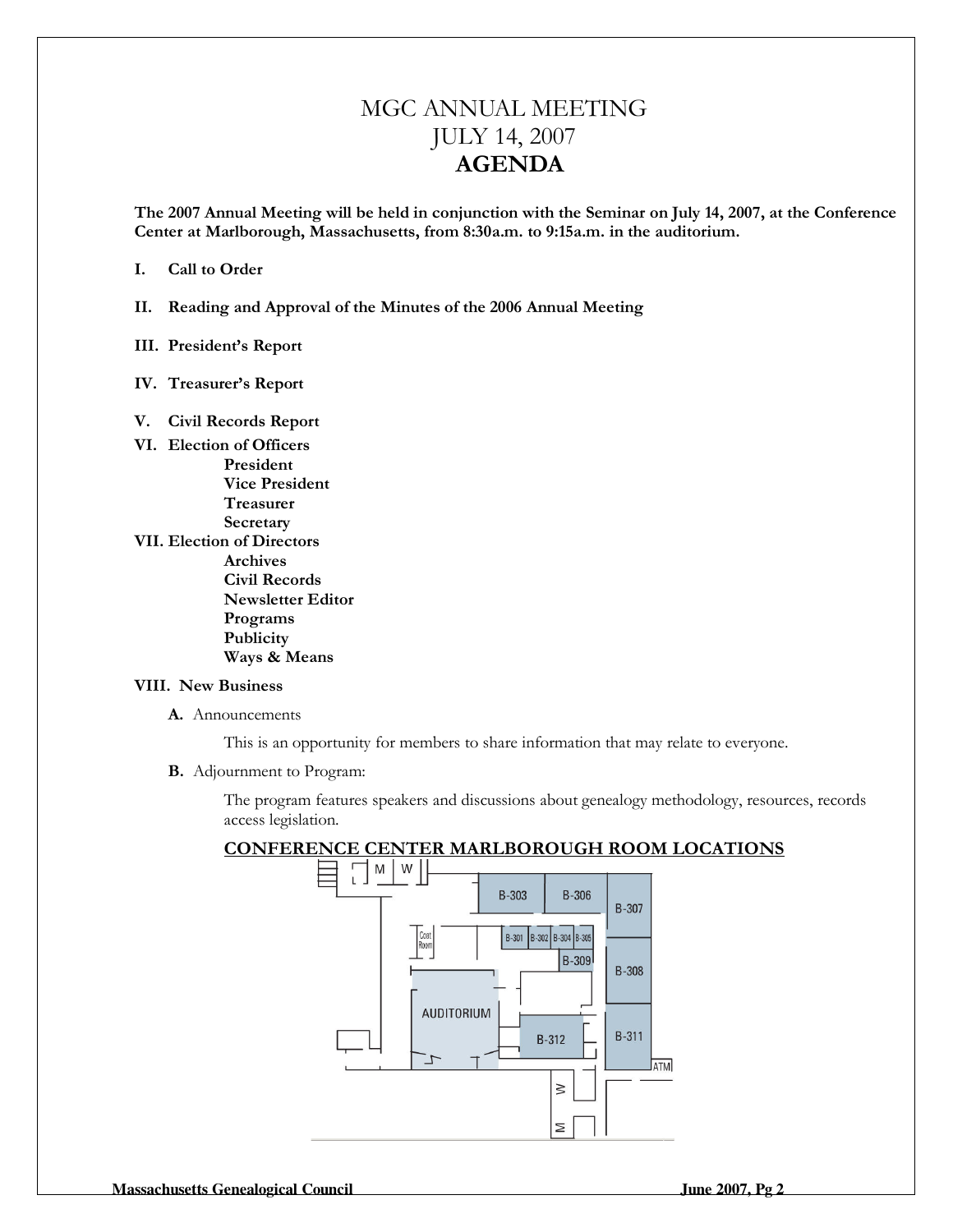# MGC ANNUAL MEETING
# JULY 14, 2007
# AGENDA

**The 2007 Annual Meeting will be held in conjunction with the Seminar on July 14, 2007, at the Conference Center at Marlborough, Massachusetts, from 8:30a.m. to 9:15a.m. in the auditorium.**

**I. Call to Order**

**II. Reading and Approval of the Minutes of the 2006 Annual Meeting**

**III. President's Report**

**IV. Treasurer's Report**

**V. Civil Records Report**

**VI. Election of Officers**
- **President**
- **Vice President**
- **Treasurer**
- **Secretary**

**VII. Election of Directors**
- **Archives**
- **Civil Records**
- **Newsletter Editor**
- **Programs**
- **Publicity**
- **Ways & Means**

**VIII. New Business**

**A.** Announcements

This is an opportunity for members to share information that may relate to everyone.

**B.** Adjournment to Program:

The program features speakers and discussions about genealogy methodology, resources, records access legislation.

**CONFERENCE CENTER MARLBOROUGH ROOM LOCATIONS**

M W B-303 B-306 B-307 Coat Room B-301 B-302 B-304 B-305 B-309 B-308 AUDITORIUM B-312 B-311 ATM W M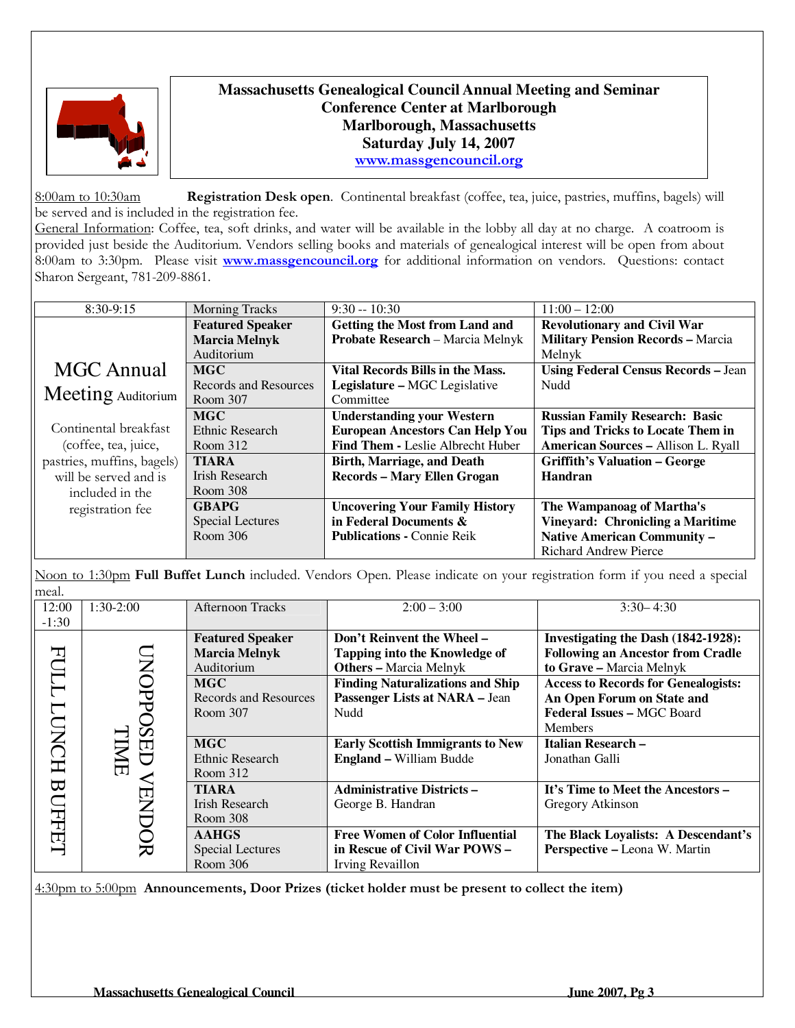# Massachusetts Genealogical Council Annual Meeting and Seminar
## Conference Center at Marlborough
## Marlborough, Massachusetts
## Saturday July 14, 2007
**www.massgencouncil.org**

8:00am to 10:30am **Registration Desk open**. Continental breakfast (coffee, tea, juice, pastries, muffins, bagels) will be served and is included in the registration fee.

General Information: Coffee, tea, soft drinks, and water will be available in the lobby all day at no charge. A coatroom is provided just beside the Auditorium. Vendors selling books and materials of genealogical interest will be open from about 8:00am to 3:30pm. Please visit **www.massgencouncil.org** for additional information on vendors. Questions: contact Sharon Sergeant, 781-209-8861.

| 8:30-9:15 | Morning Tracks | 9:30 -- 10:30 | 11:00 – 12:00 |
|---|---|---|---|
| MGC Annual Meeting Auditorium<br><br>Continental breakfast (coffee, tea, juice, pastries, muffins, bagels) will be served and is included in the registration fee | **Featured Speaker Marcia Melnyk** Auditorium | **Getting the Most from Land and Probate Research** – Marcia Melnyk | **Revolutionary and Civil War Military Pension Records –** Marcia Melnyk |
| | **MGC** Records and Resources Room 307 | **Vital Records Bills in the Mass. Legislature –** MGC Legislative Committee | **Using Federal Census Records –** Jean Nudd |
| | **MGC** Ethnic Research Room 312 | **Understanding your Western European Ancestors Can Help You Find Them -** Leslie Albrecht Huber | **Russian Family Research: Basic Tips and Tricks to Locate Them in American Sources –** Allison L. Ryall |
| | **TIARA** Irish Research Room 308 | **Birth, Marriage, and Death Records – Mary Ellen Grogan** | **Griffith's Valuation – George Handran** |
| | **GBAPG** Special Lectures Room 306 | **Uncovering Your Family History in Federal Documents & Publications -** Connie Reik | **The Wampanoag of Martha's Vineyard: Chronicling a Maritime Native American Community –** Richard Andrew Pierce |

Noon to 1:30pm **Full Buffet Lunch** included. Vendors Open. Please indicate on your registration form if you need a special meal.

| 12:00 -1:30 | 1:30-2:00 | Afternoon Tracks | 2:00 – 3:00 | 3:30– 4:30 |
|---|---|---|---|---|
| FULL LUNCH BUFFET | UNOPPOSED VENDOR TIME | **Featured Speaker Marcia Melnyk** Auditorium | **Don't Reinvent the Wheel – Tapping into the Knowledge of Others –** Marcia Melnyk | **Investigating the Dash (1842-1928): Following an Ancestor from Cradle to Grave –** Marcia Melnyk |
| | | **MGC** Records and Resources Room 307 | **Finding Naturalizations and Ship Passenger Lists at NARA –** Jean Nudd | **Access to Records for Genealogists: An Open Forum on State and Federal Issues –** MGC Board Members |
| | | **MGC** Ethnic Research Room 312 | **Early Scottish Immigrants to New England –** William Budde | **Italian Research –** Jonathan Galli |
| | | **TIARA** Irish Research Room 308 | **Administrative Districts –** George B. Handran | **It's Time to Meet the Ancestors –** Gregory Atkinson |
| | | **AAHGS** Special Lectures Room 306 | **Free Women of Color Influential in Rescue of Civil War POWS –** Irving Revaillon | **The Black Loyalists: A Descendant's Perspective –** Leona W. Martin |

4:30pm to 5:00pm **Announcements, Door Prizes (ticket holder must be present to collect the item)**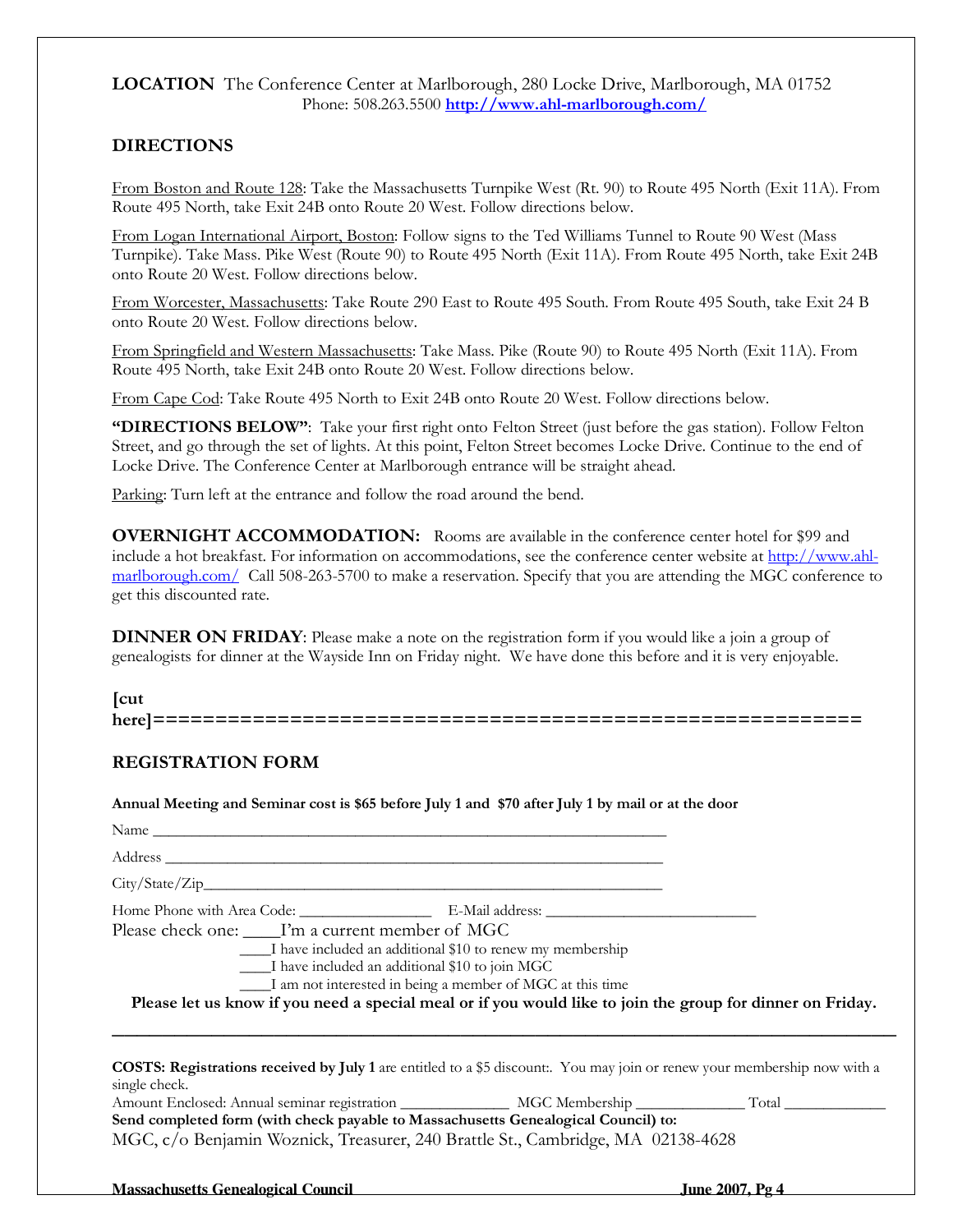**LOCATION** The Conference Center at Marlborough, 280 Locke Drive, Marlborough, MA 01752
Phone: 508.263.5500 **http://www.ahl-marlborough.com/**

**DIRECTIONS**

From Boston and Route 128: Take the Massachusetts Turnpike West (Rt. 90) to Route 495 North (Exit 11A). From Route 495 North, take Exit 24B onto Route 20 West. Follow directions below.

From Logan International Airport, Boston: Follow signs to the Ted Williams Tunnel to Route 90 West (Mass Turnpike). Take Mass. Pike West (Route 90) to Route 495 North (Exit 11A). From Route 495 North, take Exit 24B onto Route 20 West. Follow directions below.

From Worcester, Massachusetts: Take Route 290 East to Route 495 South. From Route 495 South, take Exit 24 B onto Route 20 West. Follow directions below.

From Springfield and Western Massachusetts: Take Mass. Pike (Route 90) to Route 495 North (Exit 11A). From Route 495 North, take Exit 24B onto Route 20 West. Follow directions below.

From Cape Cod: Take Route 495 North to Exit 24B onto Route 20 West. Follow directions below.

**"DIRECTIONS BELOW"**: Take your first right onto Felton Street (just before the gas station). Follow Felton Street, and go through the set of lights. At this point, Felton Street becomes Locke Drive. Continue to the end of Locke Drive. The Conference Center at Marlborough entrance will be straight ahead.

Parking: Turn left at the entrance and follow the road around the bend.

**OVERNIGHT ACCOMMODATION:** Rooms are available in the conference center hotel for $99 and include a hot breakfast. For information on accommodations, see the conference center website at http://www.ahl-marlborough.com/ Call 508-263-5700 to make a reservation. Specify that you are attending the MGC conference to get this discounted rate.

**DINNER ON FRIDAY**: Please make a note on the registration form if you would like a join a group of genealogists for dinner at the Wayside Inn on Friday night. We have done this before and it is very enjoyable.

**[cut here]==========================================================**

**REGISTRATION FORM**

**Annual Meeting and Seminar cost is $65 before July 1 and $70 after July 1 by mail or at the door**

Name ________________________________________________________________

Address ______________________________________________________________

City/State/Zip__________________________________________________________

Home Phone with Area Code: ________________ E-Mail address: __________________________

Please check one: ____I'm a current member of MGC

____I have included an additional $10 to renew my membership

____I have included an additional $10 to join MGC

____I am not interested in being a member of MGC at this time

**Please let us know if you need a special meal or if you would like to join the group for dinner on Friday.**

______________________________________________________________________________

**COSTS: Registrations received by July 1** are entitled to a $5 discount:. You may join or renew your membership now with a single check.

Amount Enclosed: Annual seminar registration ______________ MGC Membership ______________ Total _____________

**Send completed form (with check payable to Massachusetts Genealogical Council) to:**

MGC, c/o Benjamin Woznick, Treasurer, 240 Brattle St., Cambridge, MA 02138-4628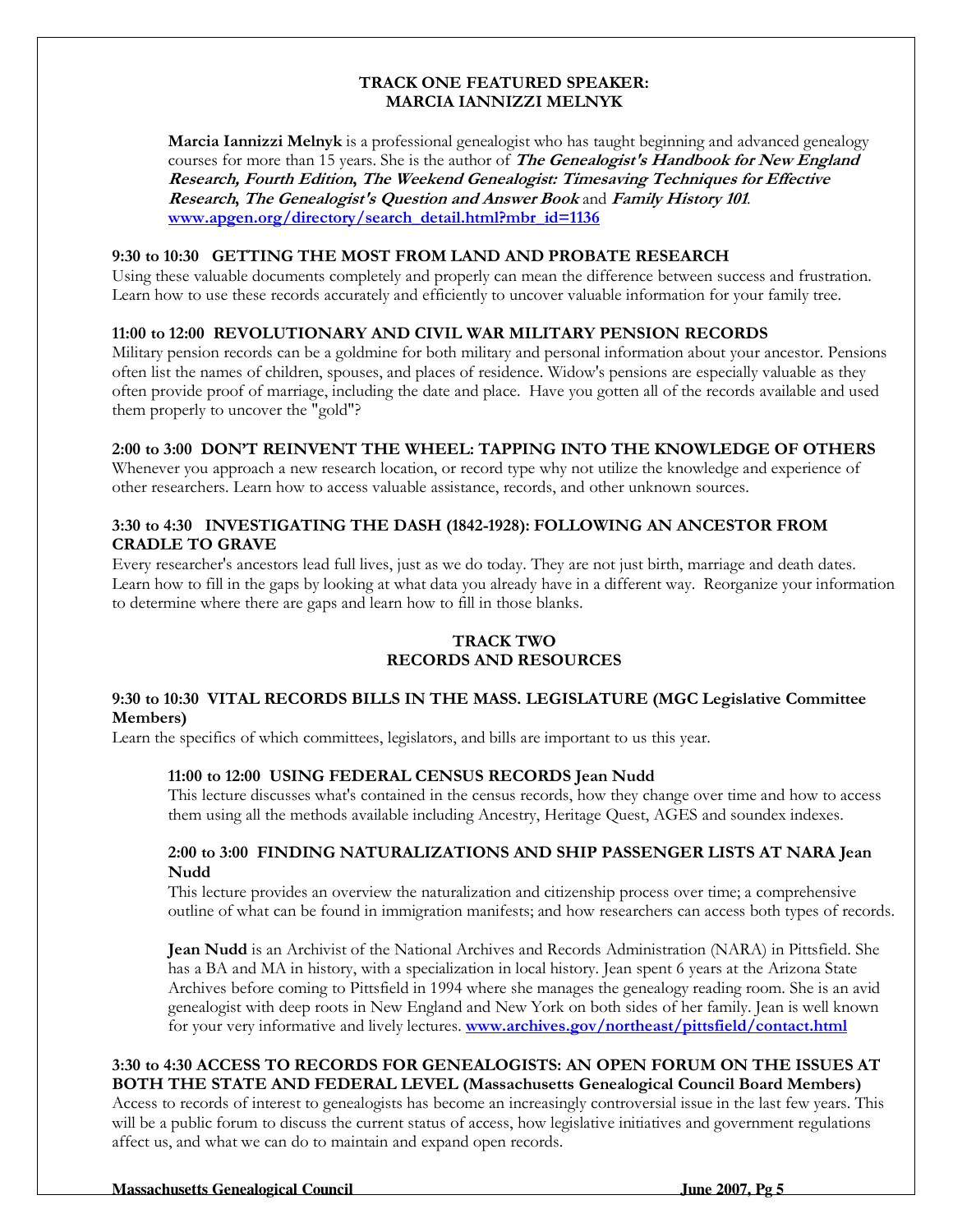## TRACK ONE FEATURED SPEAKER: MARCIA IANNIZZI MELNYK

**Marcia Iannizzi Melnyk** is a professional genealogist who has taught beginning and advanced genealogy courses for more than 15 years. She is the author of ***The Genealogist's Handbook for New England Research, Fourth Edition***, ***The Weekend Genealogist: Timesaving Techniques for Effective Research***, ***The Genealogist's Question and Answer Book*** and ***Family History 101***. **www.apgen.org/directory/search_detail.html?mbr_id=1136**

### 9:30 to 10:30 GETTING THE MOST FROM LAND AND PROBATE RESEARCH

Using these valuable documents completely and properly can mean the difference between success and frustration. Learn how to use these records accurately and efficiently to uncover valuable information for your family tree.

### 11:00 to 12:00 REVOLUTIONARY AND CIVIL WAR MILITARY PENSION RECORDS

Military pension records can be a goldmine for both military and personal information about your ancestor. Pensions often list the names of children, spouses, and places of residence. Widow's pensions are especially valuable as they often provide proof of marriage, including the date and place. Have you gotten all of the records available and used them properly to uncover the "gold"?

### 2:00 to 3:00 DON'T REINVENT THE WHEEL: TAPPING INTO THE KNOWLEDGE OF OTHERS

Whenever you approach a new research location, or record type why not utilize the knowledge and experience of other researchers. Learn how to access valuable assistance, records, and other unknown sources.

### 3:30 to 4:30 INVESTIGATING THE DASH (1842-1928): FOLLOWING AN ANCESTOR FROM CRADLE TO GRAVE

Every researcher's ancestors lead full lives, just as we do today. They are not just birth, marriage and death dates. Learn how to fill in the gaps by looking at what data you already have in a different way. Reorganize your information to determine where there are gaps and learn how to fill in those blanks.

## TRACK TWO RECORDS AND RESOURCES

### 9:30 to 10:30 VITAL RECORDS BILLS IN THE MASS. LEGISLATURE (MGC Legislative Committee Members)

Learn the specifics of which committees, legislators, and bills are important to us this year.

### 11:00 to 12:00 USING FEDERAL CENSUS RECORDS Jean Nudd

This lecture discusses what's contained in the census records, how they change over time and how to access them using all the methods available including Ancestry, Heritage Quest, AGES and soundex indexes.

### 2:00 to 3:00 FINDING NATURALIZATIONS AND SHIP PASSENGER LISTS AT NARA Jean Nudd

This lecture provides an overview the naturalization and citizenship process over time; a comprehensive outline of what can be found in immigration manifests; and how researchers can access both types of records.

**Jean Nudd** is an Archivist of the National Archives and Records Administration (NARA) in Pittsfield. She has a BA and MA in history, with a specialization in local history. Jean spent 6 years at the Arizona State Archives before coming to Pittsfield in 1994 where she manages the genealogy reading room. She is an avid genealogist with deep roots in New England and New York on both sides of her family. Jean is well known for your very informative and lively lectures. **www.archives.gov/northeast/pittsfield/contact.html**

### 3:30 to 4:30 ACCESS TO RECORDS FOR GENEALOGISTS: AN OPEN FORUM ON THE ISSUES AT BOTH THE STATE AND FEDERAL LEVEL (Massachusetts Genealogical Council Board Members)

Access to records of interest to genealogists has become an increasingly controversial issue in the last few years. This will be a public forum to discuss the current status of access, how legislative initiatives and government regulations affect us, and what we can do to maintain and expand open records.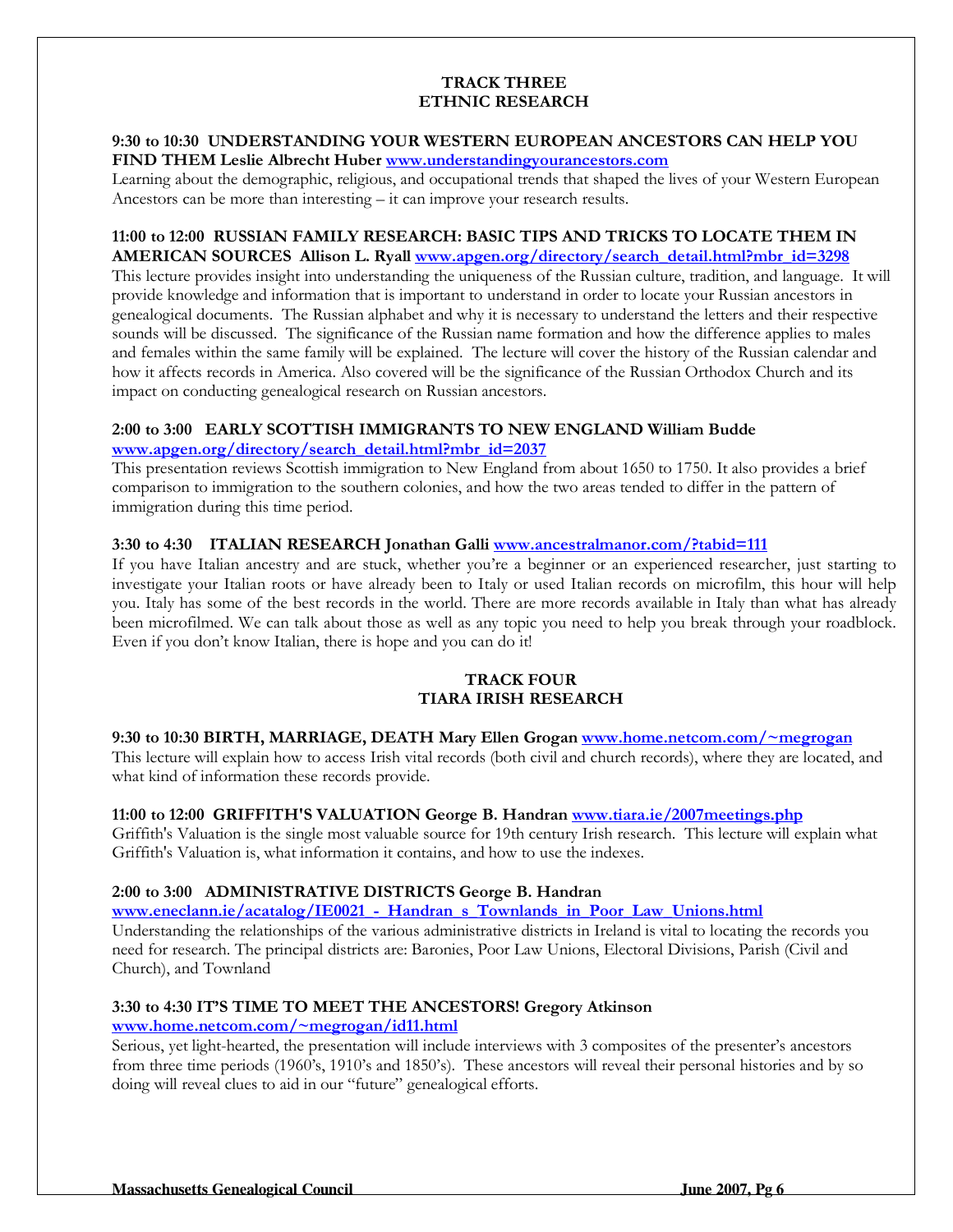## TRACK THREE
## ETHNIC RESEARCH

**9:30 to 10:30 UNDERSTANDING YOUR WESTERN EUROPEAN ANCESTORS CAN HELP YOU FIND THEM Leslie Albrecht Huber www.understandingyourancestors.com**

Learning about the demographic, religious, and occupational trends that shaped the lives of your Western European Ancestors can be more than interesting – it can improve your research results.

**11:00 to 12:00 RUSSIAN FAMILY RESEARCH: BASIC TIPS AND TRICKS TO LOCATE THEM IN AMERICAN SOURCES Allison L. Ryall www.apgen.org/directory/search_detail.html?mbr_id=3298**

This lecture provides insight into understanding the uniqueness of the Russian culture, tradition, and language. It will provide knowledge and information that is important to understand in order to locate your Russian ancestors in genealogical documents. The Russian alphabet and why it is necessary to understand the letters and their respective sounds will be discussed. The significance of the Russian name formation and how the difference applies to males and females within the same family will be explained. The lecture will cover the history of the Russian calendar and how it affects records in America. Also covered will be the significance of the Russian Orthodox Church and its impact on conducting genealogical research on Russian ancestors.

**2:00 to 3:00 EARLY SCOTTISH IMMIGRANTS TO NEW ENGLAND William Budde www.apgen.org/directory/search_detail.html?mbr_id=2037**

This presentation reviews Scottish immigration to New England from about 1650 to 1750. It also provides a brief comparison to immigration to the southern colonies, and how the two areas tended to differ in the pattern of immigration during this time period.

**3:30 to 4:30 ITALIAN RESEARCH Jonathan Galli www.ancestralmanor.com/?tabid=111**

If you have Italian ancestry and are stuck, whether you're a beginner or an experienced researcher, just starting to investigate your Italian roots or have already been to Italy or used Italian records on microfilm, this hour will help you. Italy has some of the best records in the world. There are more records available in Italy than what has already been microfilmed. We can talk about those as well as any topic you need to help you break through your roadblock. Even if you don't know Italian, there is hope and you can do it!

## TRACK FOUR
## TIARA IRISH RESEARCH

**9:30 to 10:30 BIRTH, MARRIAGE, DEATH Mary Ellen Grogan www.home.netcom.com/~megrogan**

This lecture will explain how to access Irish vital records (both civil and church records), where they are located, and what kind of information these records provide.

**11:00 to 12:00 GRIFFITH'S VALUATION George B. Handran www.tiara.ie/2007meetings.php**

Griffith's Valuation is the single most valuable source for 19th century Irish research. This lecture will explain what Griffith's Valuation is, what information it contains, and how to use the indexes.

**2:00 to 3:00 ADMINISTRATIVE DISTRICTS George B. Handran www.eneclann.ie/acatalog/IE0021_-_Handran_s_Townlands_in_Poor_Law_Unions.html**

Understanding the relationships of the various administrative districts in Ireland is vital to locating the records you need for research. The principal districts are: Baronies, Poor Law Unions, Electoral Divisions, Parish (Civil and Church), and Townland

**3:30 to 4:30 IT'S TIME TO MEET THE ANCESTORS! Gregory Atkinson www.home.netcom.com/~megrogan/id11.html**

Serious, yet light-hearted, the presentation will include interviews with 3 composites of the presenter's ancestors from three time periods (1960's, 1910's and 1850's). These ancestors will reveal their personal histories and by so doing will reveal clues to aid in our "future" genealogical efforts.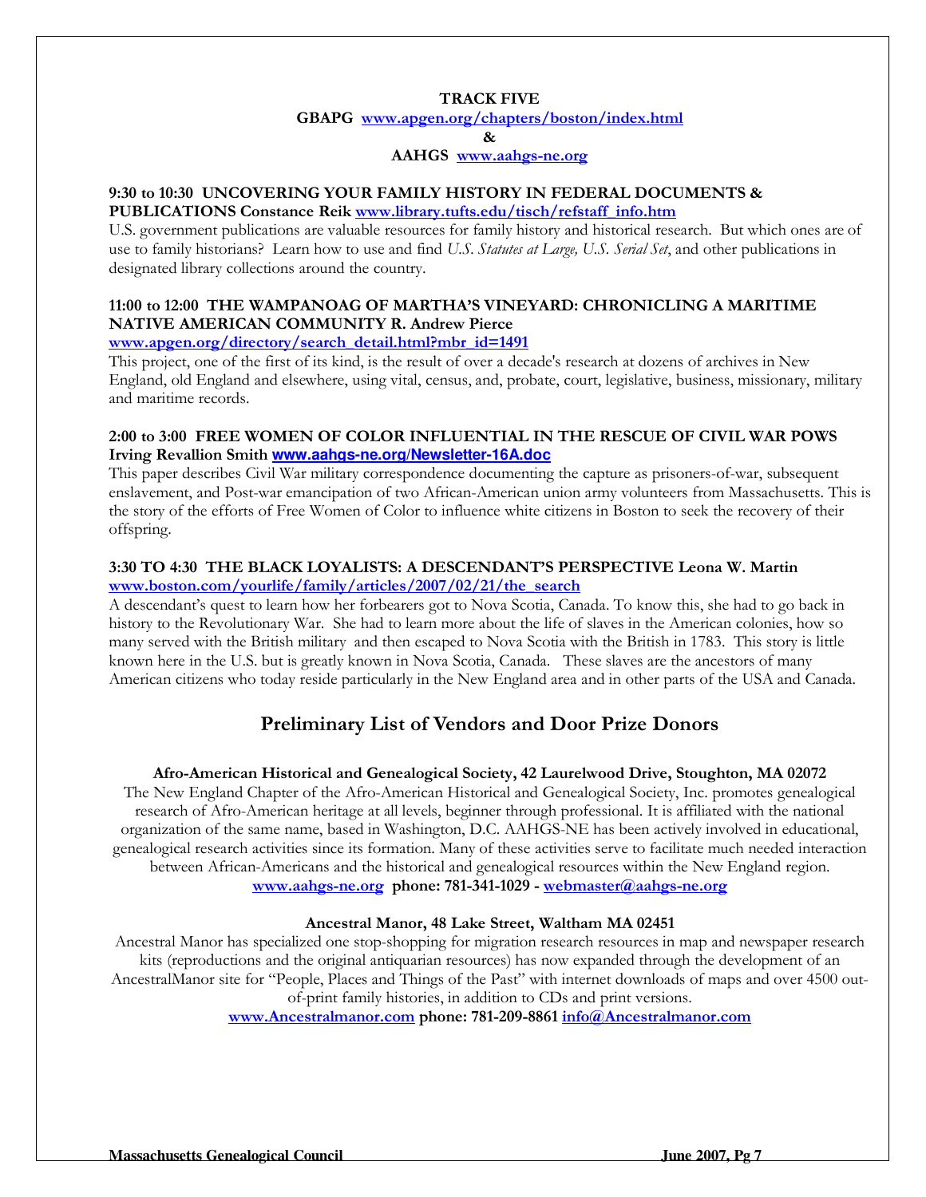**TRACK FIVE**

**GBAPG [www.apgen.org/chapters/boston/index.html](www.apgen.org/chapters/boston/index.html)**

**&**

**AAHGS [www.aahgs-ne.org](www.aahgs-ne.org)**

**9:30 to 10:30 UNCOVERING YOUR FAMILY HISTORY IN FEDERAL DOCUMENTS & PUBLICATIONS Constance Reik** [www.library.tufts.edu/tisch/refstaff_info.htm](www.library.tufts.edu/tisch/refstaff_info.htm)

U.S. government publications are valuable resources for family history and historical research. But which ones are of use to family historians? Learn how to use and find *U.S. Statutes at Large, U.S. Serial Set*, and other publications in designated library collections around the country.

**11:00 to 12:00 THE WAMPANOAG OF MARTHA'S VINEYARD: CHRONICLING A MARITIME NATIVE AMERICAN COMMUNITY R. Andrew Pierce**

[www.apgen.org/directory/search_detail.html?mbr_id=1491](www.apgen.org/directory/search_detail.html?mbr_id=1491)

This project, one of the first of its kind, is the result of over a decade's research at dozens of archives in New England, old England and elsewhere, using vital, census, and, probate, court, legislative, business, missionary, military and maritime records.

**2:00 to 3:00 FREE WOMEN OF COLOR INFLUENTIAL IN THE RESCUE OF CIVIL WAR POWS Irving Revallion Smith** [www.aahgs-ne.org/Newsletter-16A.doc](www.aahgs-ne.org/Newsletter-16A.doc)

This paper describes Civil War military correspondence documenting the capture as prisoners-of-war, subsequent enslavement, and Post-war emancipation of two African-American union army volunteers from Massachusetts. This is the story of the efforts of Free Women of Color to influence white citizens in Boston to seek the recovery of their offspring.

**3:30 TO 4:30 THE BLACK LOYALISTS: A DESCENDANT'S PERSPECTIVE Leona W. Martin** [www.boston.com/yourlife/family/articles/2007/02/21/the_search](www.boston.com/yourlife/family/articles/2007/02/21/the_search)

A descendant's quest to learn how her forbearers got to Nova Scotia, Canada. To know this, she had to go back in history to the Revolutionary War. She had to learn more about the life of slaves in the American colonies, how so many served with the British military and then escaped to Nova Scotia with the British in 1783. This story is little known here in the U.S. but is greatly known in Nova Scotia, Canada. These slaves are the ancestors of many American citizens who today reside particularly in the New England area and in other parts of the USA and Canada.

## Preliminary List of Vendors and Door Prize Donors

**Afro-American Historical and Genealogical Society, 42 Laurelwood Drive, Stoughton, MA 02072**

The New England Chapter of the Afro-American Historical and Genealogical Society, Inc. promotes genealogical research of Afro-American heritage at all levels, beginner through professional. It is affiliated with the national organization of the same name, based in Washington, D.C. AAHGS-NE has been actively involved in educational, genealogical research activities since its formation. Many of these activities serve to facilitate much needed interaction between African-Americans and the historical and genealogical resources within the New England region.

[www.aahgs-ne.org](www.aahgs-ne.org) **phone: 781-341-1029 -** [webmaster@aahgs-ne.org](mailto:webmaster@aahgs-ne.org)

**Ancestral Manor, 48 Lake Street, Waltham MA 02451**

Ancestral Manor has specialized one stop-shopping for migration research resources in map and newspaper research kits (reproductions and the original antiquarian resources) has now expanded through the development of an AncestralManor site for "People, Places and Things of the Past" with internet downloads of maps and over 4500 out-of-print family histories, in addition to CDs and print versions.

[www.Ancestralmanor.com](www.Ancestralmanor.com) **phone: 781-209-8861** [info@Ancestralmanor.com](mailto:info@Ancestralmanor.com)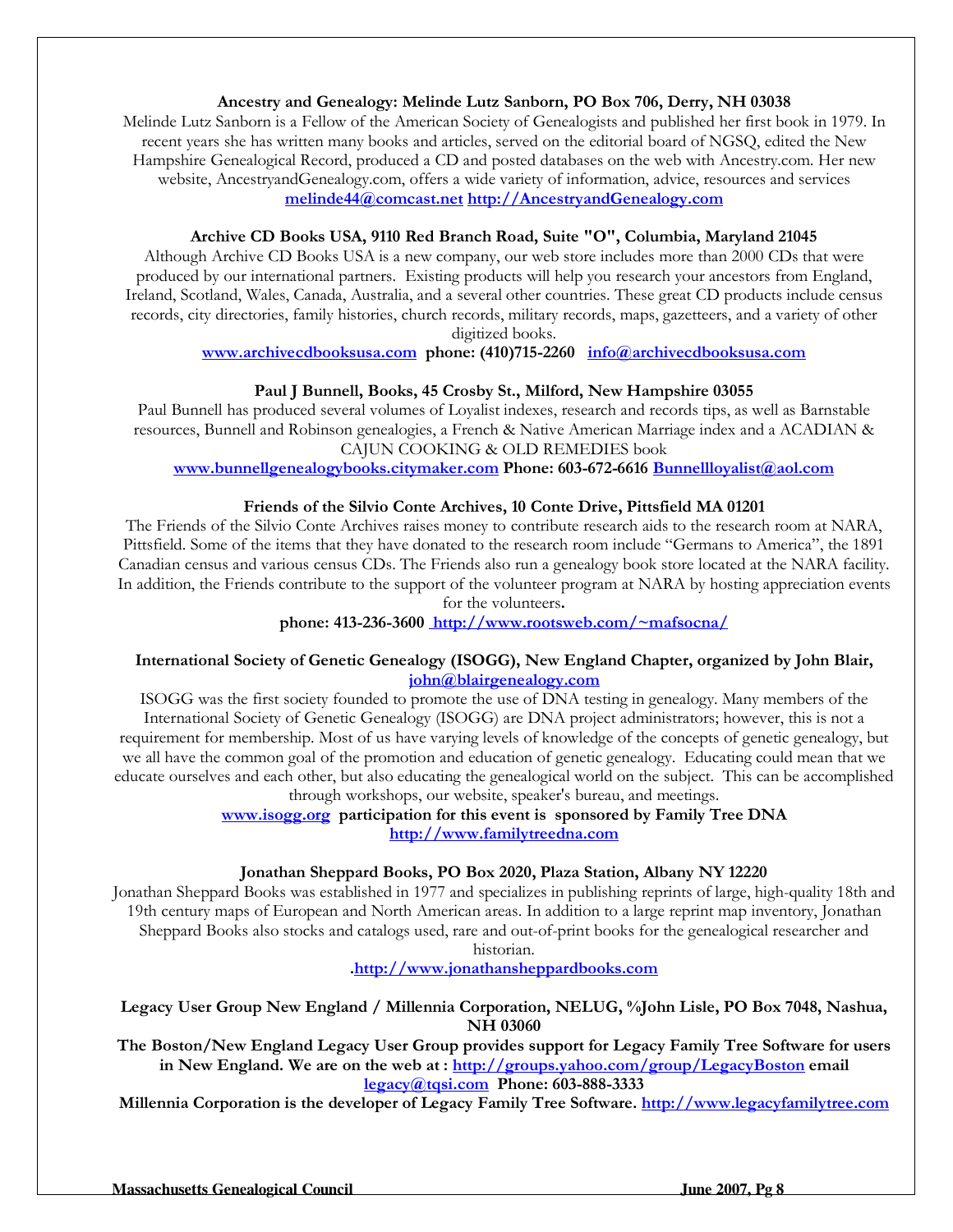**Ancestry and Genealogy: Melinde Lutz Sanborn, PO Box 706, Derry, NH 03038**

Melinde Lutz Sanborn is a Fellow of the American Society of Genealogists and published her first book in 1979. In recent years she has written many books and articles, served on the editorial board of NGSQ, edited the New Hampshire Genealogical Record, produced a CD and posted databases on the web with Ancestry.com. Her new website, AncestryandGenealogy.com, offers a wide variety of information, advice, resources and services **melinde44@comcast.net http://AncestryandGenealogy.com**

**Archive CD Books USA, 9110 Red Branch Road, Suite "O", Columbia, Maryland 21045**

Although Archive CD Books USA is a new company, our web store includes more than 2000 CDs that were produced by our international partners. Existing products will help you research your ancestors from England, Ireland, Scotland, Wales, Canada, Australia, and a several other countries. These great CD products include census records, city directories, family histories, church records, military records, maps, gazetteers, and a variety of other digitized books.

**www.archivecdbooksusa.com phone: (410)715-2260 info@archivecdbooksusa.com**

**Paul J Bunnell, Books, 45 Crosby St., Milford, New Hampshire 03055**

Paul Bunnell has produced several volumes of Loyalist indexes, research and records tips, as well as Barnstable resources, Bunnell and Robinson genealogies, a French & Native American Marriage index and a ACADIAN & CAJUN COOKING & OLD REMEDIES book

**www.bunnellgenealogybooks.citymaker.com Phone: 603-672-6616 Bunnellloyalist@aol.com**

**Friends of the Silvio Conte Archives, 10 Conte Drive, Pittsfield MA 01201**

The Friends of the Silvio Conte Archives raises money to contribute research aids to the research room at NARA, Pittsfield. Some of the items that they have donated to the research room include "Germans to America", the 1891 Canadian census and various census CDs. The Friends also run a genealogy book store located at the NARA facility. In addition, the Friends contribute to the support of the volunteer program at NARA by hosting appreciation events for the volunteers**.**

**phone: 413-236-3600 http://www.rootsweb.com/~mafsocna/**

**International Society of Genetic Genealogy (ISOGG), New England Chapter, organized by John Blair, john@blairgenealogy.com**

ISOGG was the first society founded to promote the use of DNA testing in genealogy. Many members of the International Society of Genetic Genealogy (ISOGG) are DNA project administrators; however, this is not a requirement for membership. Most of us have varying levels of knowledge of the concepts of genetic genealogy, but we all have the common goal of the promotion and education of genetic genealogy. Educating could mean that we educate ourselves and each other, but also educating the genealogical world on the subject. This can be accomplished through workshops, our website, speaker's bureau, and meetings.

**www.isogg.org participation for this event is sponsored by Family Tree DNA http://www.familytreedna.com**

**Jonathan Sheppard Books, PO Box 2020, Plaza Station, Albany NY 12220**

Jonathan Sheppard Books was established in 1977 and specializes in publishing reprints of large, high-quality 18th and 19th century maps of European and North American areas. In addition to a large reprint map inventory, Jonathan Sheppard Books also stocks and catalogs used, rare and out-of-print books for the genealogical researcher and historian.

**.http://www.jonathansheppardbooks.com**

**Legacy User Group New England / Millennia Corporation, NELUG, %John Lisle, PO Box 7048, Nashua, NH 03060**

**The Boston/New England Legacy User Group provides support for Legacy Family Tree Software for users in New England. We are on the web at : http://groups.yahoo.com/group/LegacyBoston email legacy@tqsi.com Phone: 603-888-3333**

**Millennia Corporation is the developer of Legacy Family Tree Software. http://www.legacyfamilytree.com**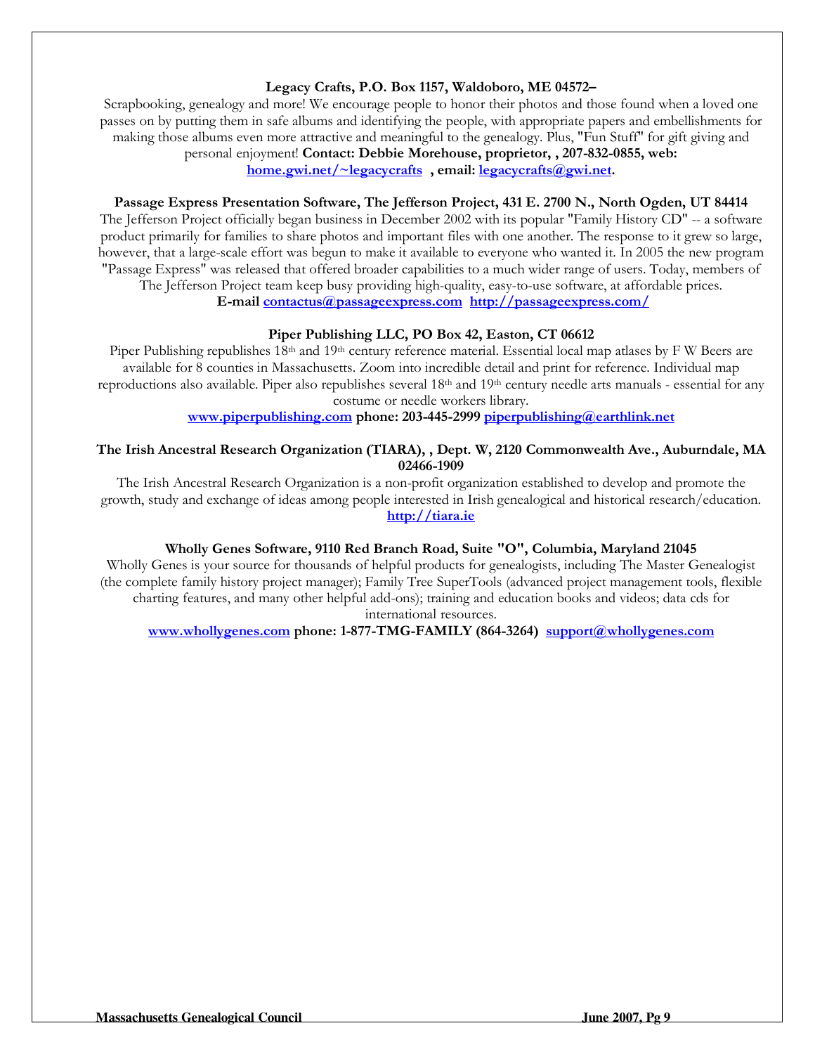**Legacy Crafts, P.O. Box 1157, Waldoboro, ME 04572–**

Scrapbooking, genealogy and more! We encourage people to honor their photos and those found when a loved one passes on by putting them in safe albums and identifying the people, with appropriate papers and embellishments for making those albums even more attractive and meaningful to the genealogy. Plus, "Fun Stuff" for gift giving and personal enjoyment! **Contact: Debbie Morehouse, proprietor, , 207-832-0855, web: home.gwi.net/~legacycrafts , email: legacycrafts@gwi.net.**

**Passage Express Presentation Software, The Jefferson Project, 431 E. 2700 N., North Ogden, UT 84414**

The Jefferson Project officially began business in December 2002 with its popular "Family History CD" -- a software product primarily for families to share photos and important files with one another. The response to it grew so large, however, that a large-scale effort was begun to make it available to everyone who wanted it. In 2005 the new program "Passage Express" was released that offered broader capabilities to a much wider range of users. Today, members of The Jefferson Project team keep busy providing high-quality, easy-to-use software, at affordable prices.

**E-mail contactus@passageexpress.com http://passageexpress.com/**

**Piper Publishing LLC, PO Box 42, Easton, CT 06612**

Piper Publishing republishes 18th and 19th century reference material. Essential local map atlases by F W Beers are available for 8 counties in Massachusetts. Zoom into incredible detail and print for reference. Individual map reproductions also available. Piper also republishes several 18th and 19th century needle arts manuals - essential for any costume or needle workers library.

**www.piperpublishing.com phone: 203-445-2999 piperpublishing@earthlink.net**

**The Irish Ancestral Research Organization (TIARA), , Dept. W, 2120 Commonwealth Ave., Auburndale, MA 02466-1909**

The Irish Ancestral Research Organization is a non-profit organization established to develop and promote the growth, study and exchange of ideas among people interested in Irish genealogical and historical research/education.

**http://tiara.ie**

**Wholly Genes Software, 9110 Red Branch Road, Suite "O", Columbia, Maryland 21045**

Wholly Genes is your source for thousands of helpful products for genealogists, including The Master Genealogist (the complete family history project manager); Family Tree SuperTools (advanced project management tools, flexible charting features, and many other helpful add-ons); training and education books and videos; data cds for international resources.

**www.whollygenes.com phone: 1-877-TMG-FAMILY (864-3264) support@whollygenes.com**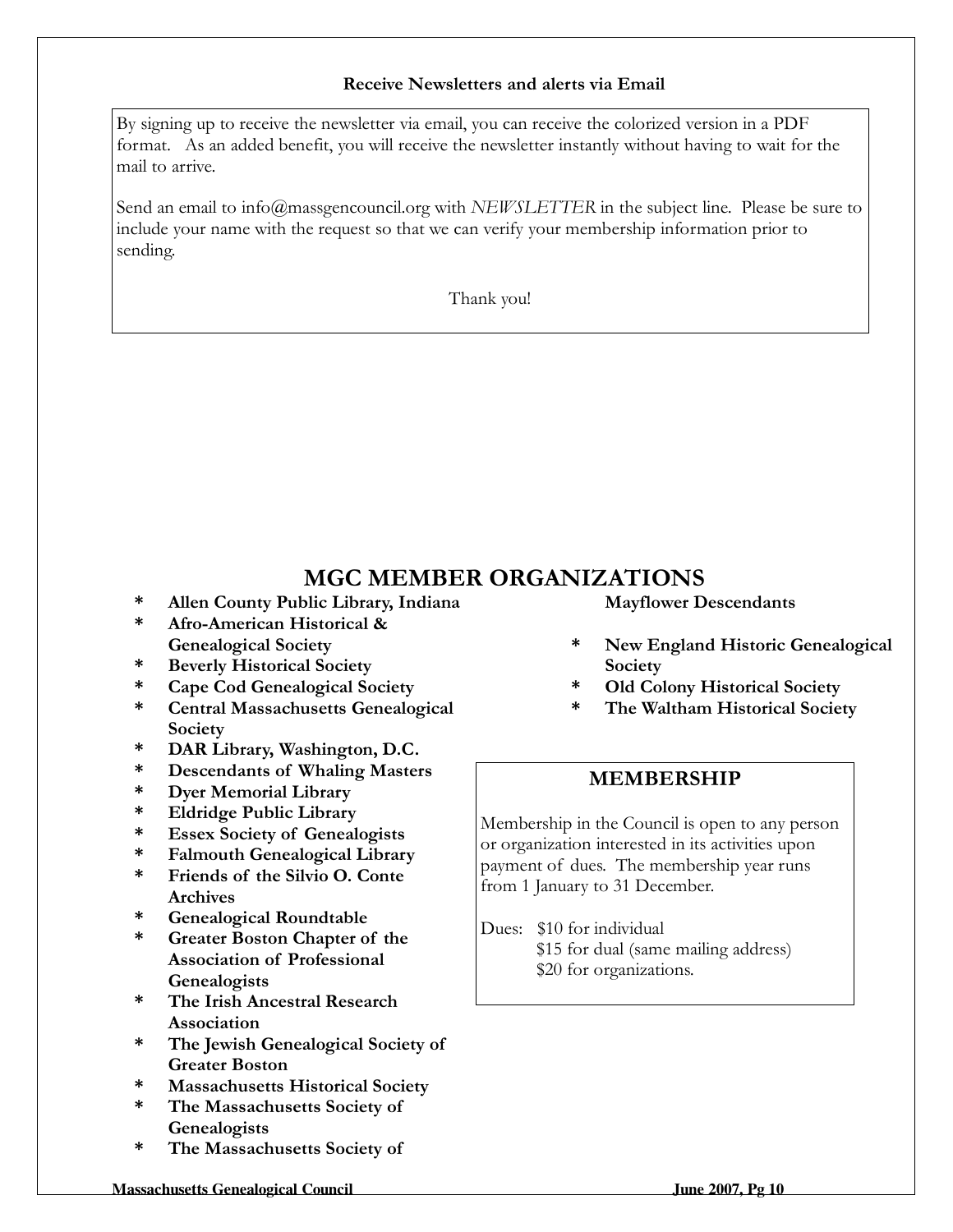**Receive Newsletters and alerts via Email**

By signing up to receive the newsletter via email, you can receive the colorized version in a PDF format. As an added benefit, you will receive the newsletter instantly without having to wait for the mail to arrive.

Send an email to info@massgencouncil.org with *NEWSLETTER* in the subject line. Please be sure to include your name with the request so that we can verify your membership information prior to sending.

Thank you!

## MGC MEMBER ORGANIZATIONS

- **Allen County Public Library, Indiana**
- **Afro-American Historical & Genealogical Society**
- **Beverly Historical Society**
- **Cape Cod Genealogical Society**
- **Central Massachusetts Genealogical Society**
- **DAR Library, Washington, D.C.**
- **Descendants of Whaling Masters**
- **Dyer Memorial Library**
- **Eldridge Public Library**
- **Essex Society of Genealogists**
- **Falmouth Genealogical Library**
- **Friends of the Silvio O. Conte Archives**
- **Genealogical Roundtable**
- **Greater Boston Chapter of the Association of Professional Genealogists**
- **The Irish Ancestral Research Association**
- **The Jewish Genealogical Society of Greater Boston**
- **Massachusetts Historical Society**
- **The Massachusetts Society of Genealogists**
- **The Massachusetts Society of Mayflower Descendants**
- **New England Historic Genealogical Society**
- **Old Colony Historical Society**
- **The Waltham Historical Society**

### MEMBERSHIP

Membership in the Council is open to any person or organization interested in its activities upon payment of dues. The membership year runs from 1 January to 31 December.

Dues: $10 for individual
$15 for dual (same mailing address)
$20 for organizations.